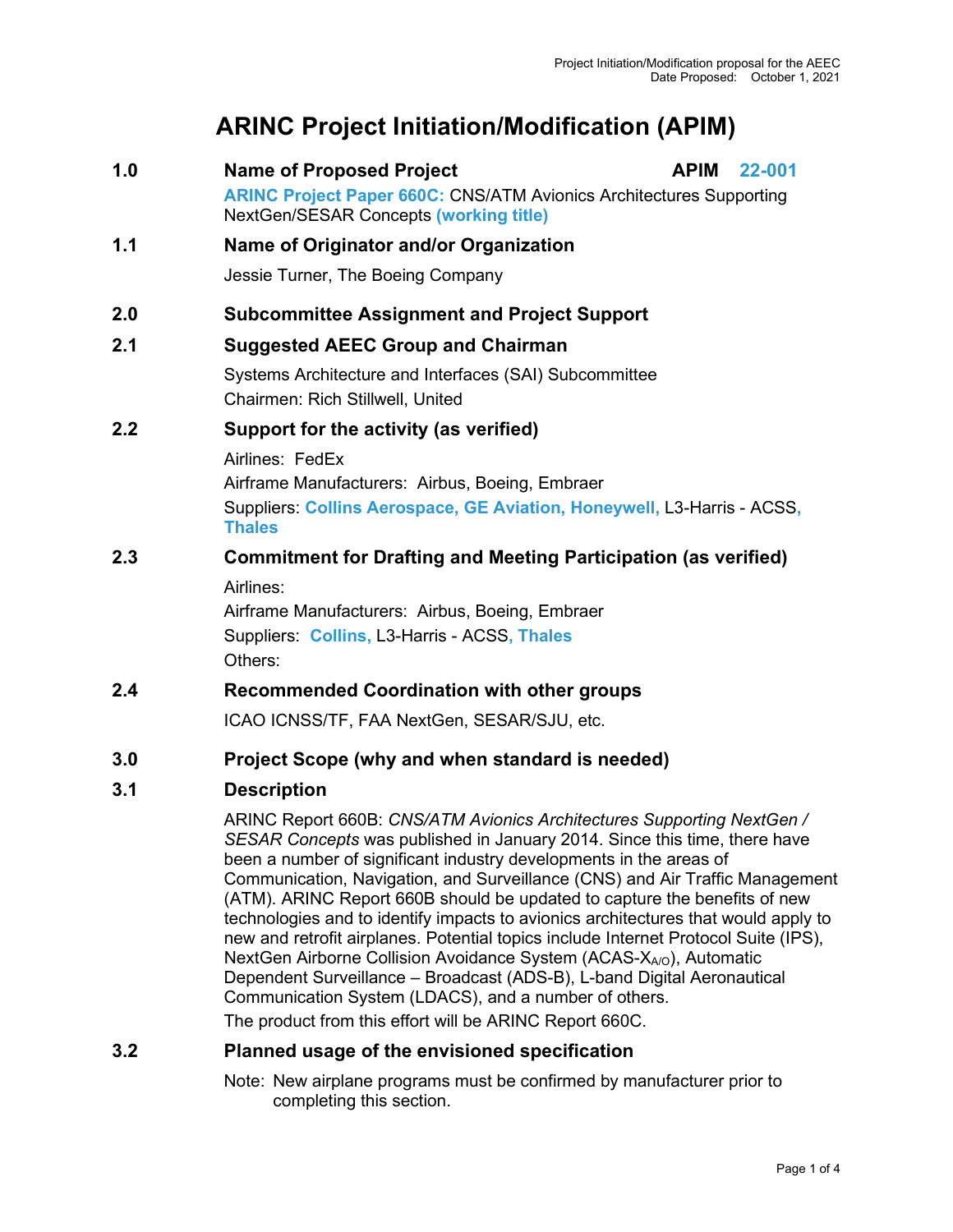Project Initiation/Modification proposal for the AEEC
Date Proposed: October 1, 2021

# ARINC Project Initiation/Modification (APIM)

## 1.0 Name of Proposed Project — APIM 22-001

**ARINC Project Paper 660C:** CNS/ATM Avionics Architectures Supporting NextGen/SESAR Concepts **(working title)**

## 1.1 Name of Originator and/or Organization

Jessie Turner, The Boeing Company

## 2.0 Subcommittee Assignment and Project Support

## 2.1 Suggested AEEC Group and Chairman

Systems Architecture and Interfaces (SAI) Subcommittee
Chairmen: Rich Stillwell, United

## 2.2 Support for the activity (as verified)

Airlines: FedEx
Airframe Manufacturers: Airbus, Boeing, Embraer
Suppliers: **Collins Aerospace, GE Aviation, Honeywell,** L3-Harris - ACSS**, Thales**

## 2.3 Commitment for Drafting and Meeting Participation (as verified)

Airlines:
Airframe Manufacturers: Airbus, Boeing, Embraer
Suppliers: **Collins,** L3-Harris - ACSS**, Thales**
Others:

## 2.4 Recommended Coordination with other groups

ICAO ICNSS/TF, FAA NextGen, SESAR/SJU, etc.

## 3.0 Project Scope (why and when standard is needed)

## 3.1 Description

ARINC Report 660B: *CNS/ATM Avionics Architectures Supporting NextGen / SESAR Concepts* was published in January 2014. Since this time, there have been a number of significant industry developments in the areas of Communication, Navigation, and Surveillance (CNS) and Air Traffic Management (ATM). ARINC Report 660B should be updated to capture the benefits of new technologies and to identify impacts to avionics architectures that would apply to new and retrofit airplanes. Potential topics include Internet Protocol Suite (IPS), NextGen Airborne Collision Avoidance System (ACAS-$X_{A/O}$), Automatic Dependent Surveillance – Broadcast (ADS-B), L-band Digital Aeronautical Communication System (LDACS), and a number of others.

The product from this effort will be ARINC Report 660C.

## 3.2 Planned usage of the envisioned specification

Note: New airplane programs must be confirmed by manufacturer prior to completing this section.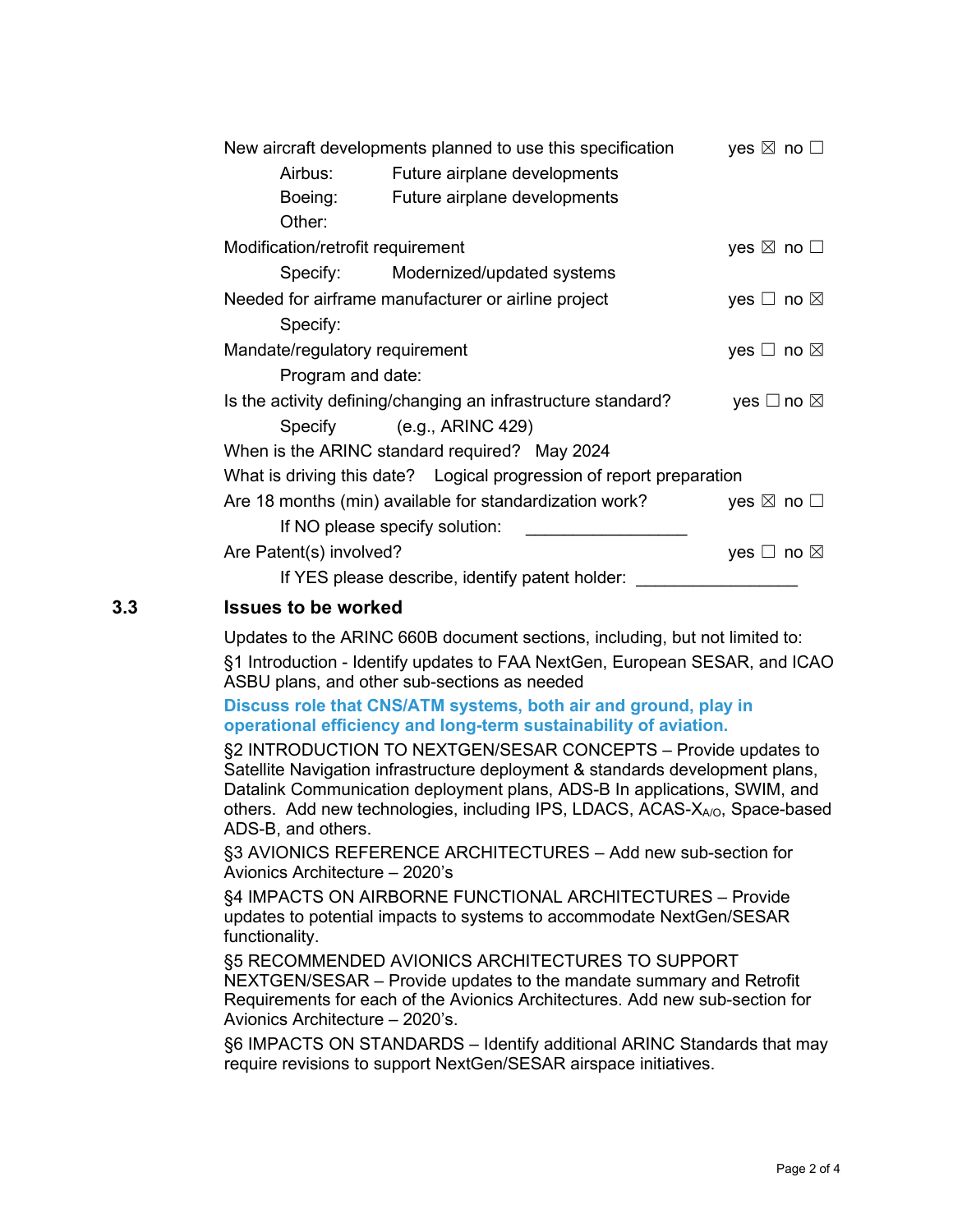New aircraft developments planned to use this specification yes ☒ no ☐

Airbus: Future airplane developments

Boeing: Future airplane developments

Other:

Modification/retrofit requirement yes ☒ no ☐

Specify: Modernized/updated systems

Needed for airframe manufacturer or airline project yes ☐ no ☒

Specify:

Mandate/regulatory requirement yes ☐ no ☒

Program and date:

Is the activity defining/changing an infrastructure standard? yes ☐ no ☒

Specify (e.g., ARINC 429)

When is the ARINC standard required? May 2024

What is driving this date? Logical progression of report preparation

Are 18 months (min) available for standardization work? yes ☒ no ☐

If NO please specify solution: _________________

Are Patent(s) involved? yes ☐ no ☒

If YES please describe, identify patent holder: _________________

## 3.3 Issues to be worked

Updates to the ARINC 660B document sections, including, but not limited to:

§1 Introduction - Identify updates to FAA NextGen, European SESAR, and ICAO ASBU plans, and other sub-sections as needed

**Discuss role that CNS/ATM systems, both air and ground, play in operational efficiency and long-term sustainability of aviation.**

§2 INTRODUCTION TO NEXTGEN/SESAR CONCEPTS – Provide updates to Satellite Navigation infrastructure deployment & standards development plans, Datalink Communication deployment plans, ADS-B In applications, SWIM, and others. Add new technologies, including IPS, LDACS, ACAS-$X_{A/O}$, Space-based ADS-B, and others.

§3 AVIONICS REFERENCE ARCHITECTURES – Add new sub-section for Avionics Architecture – 2020's

§4 IMPACTS ON AIRBORNE FUNCTIONAL ARCHITECTURES – Provide updates to potential impacts to systems to accommodate NextGen/SESAR functionality.

§5 RECOMMENDED AVIONICS ARCHITECTURES TO SUPPORT NEXTGEN/SESAR – Provide updates to the mandate summary and Retrofit Requirements for each of the Avionics Architectures. Add new sub-section for Avionics Architecture – 2020's.

§6 IMPACTS ON STANDARDS – Identify additional ARINC Standards that may require revisions to support NextGen/SESAR airspace initiatives.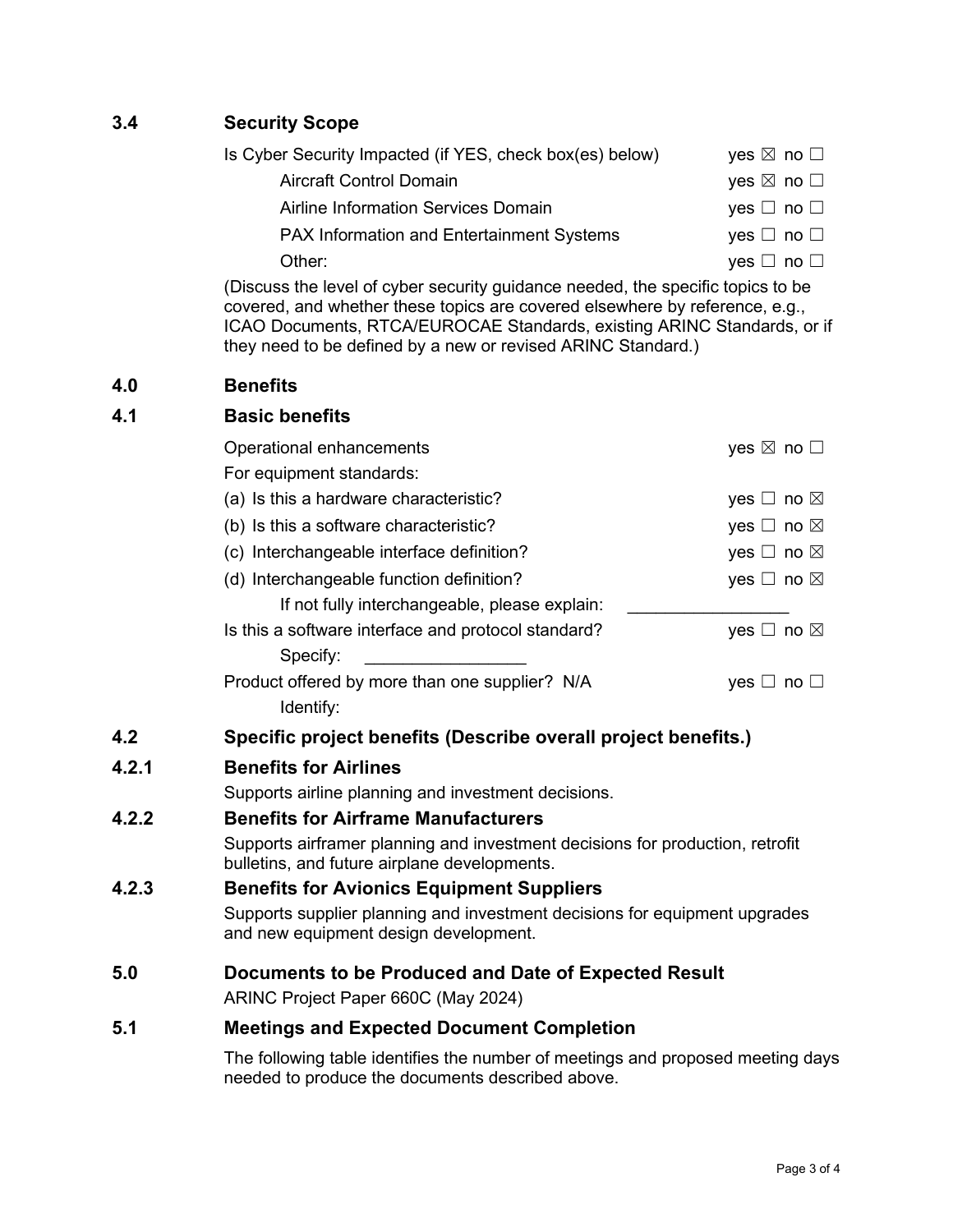### 3.4 Security Scope

Is Cyber Security Impacted (if YES, check box(es) below) yes ☒ no ☐

- Aircraft Control Domain yes ☒ no ☐
- Airline Information Services Domain yes ☐ no ☐
- PAX Information and Entertainment Systems yes ☐ no ☐
- Other: yes ☐ no ☐

(Discuss the level of cyber security guidance needed, the specific topics to be covered, and whether these topics are covered elsewhere by reference, e.g., ICAO Documents, RTCA/EUROCAE Standards, existing ARINC Standards, or if they need to be defined by a new or revised ARINC Standard.)

## 4.0 Benefits

### 4.1 Basic benefits

Operational enhancements yes ☒ no ☐

For equipment standards:

(a) Is this a hardware characteristic? yes ☐ no ☒

(b) Is this a software characteristic? yes ☐ no ☒

(c) Interchangeable interface definition? yes ☐ no ☒

(d) Interchangeable function definition? yes ☐ no ☒

If not fully interchangeable, please explain: ________________

Is this a software interface and protocol standard? yes ☐ no ☒

Specify: ________________

Product offered by more than one supplier? N/A yes ☐ no ☐

Identify:

### 4.2 Specific project benefits (Describe overall project benefits.)

#### 4.2.1 Benefits for Airlines

Supports airline planning and investment decisions.

#### 4.2.2 Benefits for Airframe Manufacturers

Supports airframer planning and investment decisions for production, retrofit bulletins, and future airplane developments.

#### 4.2.3 Benefits for Avionics Equipment Suppliers

Supports supplier planning and investment decisions for equipment upgrades and new equipment design development.

## 5.0 Documents to be Produced and Date of Expected Result

ARINC Project Paper 660C (May 2024)

### 5.1 Meetings and Expected Document Completion

The following table identifies the number of meetings and proposed meeting days needed to produce the documents described above.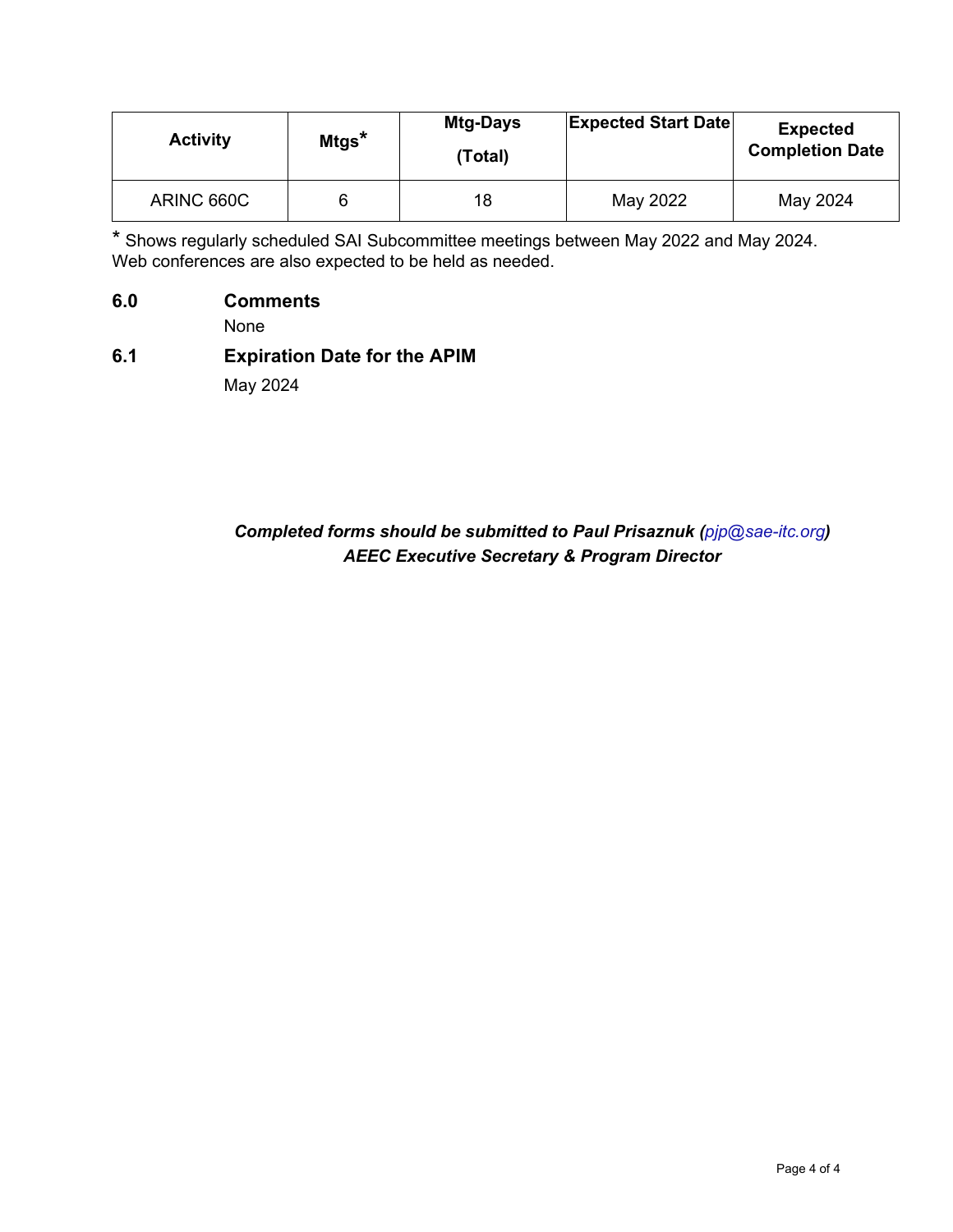| Activity | Mtgs* | Mtg-Days (Total) | Expected Start Date | Expected Completion Date |
|---|---|---|---|---|
| ARINC 660C | 6 | 18 | May 2022 | May 2024 |

\* Shows regularly scheduled SAI Subcommittee meetings between May 2022 and May 2024. Web conferences are also expected to be held as needed.

## 6.0 Comments

None

## 6.1 Expiration Date for the APIM

May 2024

***Completed forms should be submitted to Paul Prisaznuk (pjp@sae-itc.org)***
***AEEC Executive Secretary & Program Director***